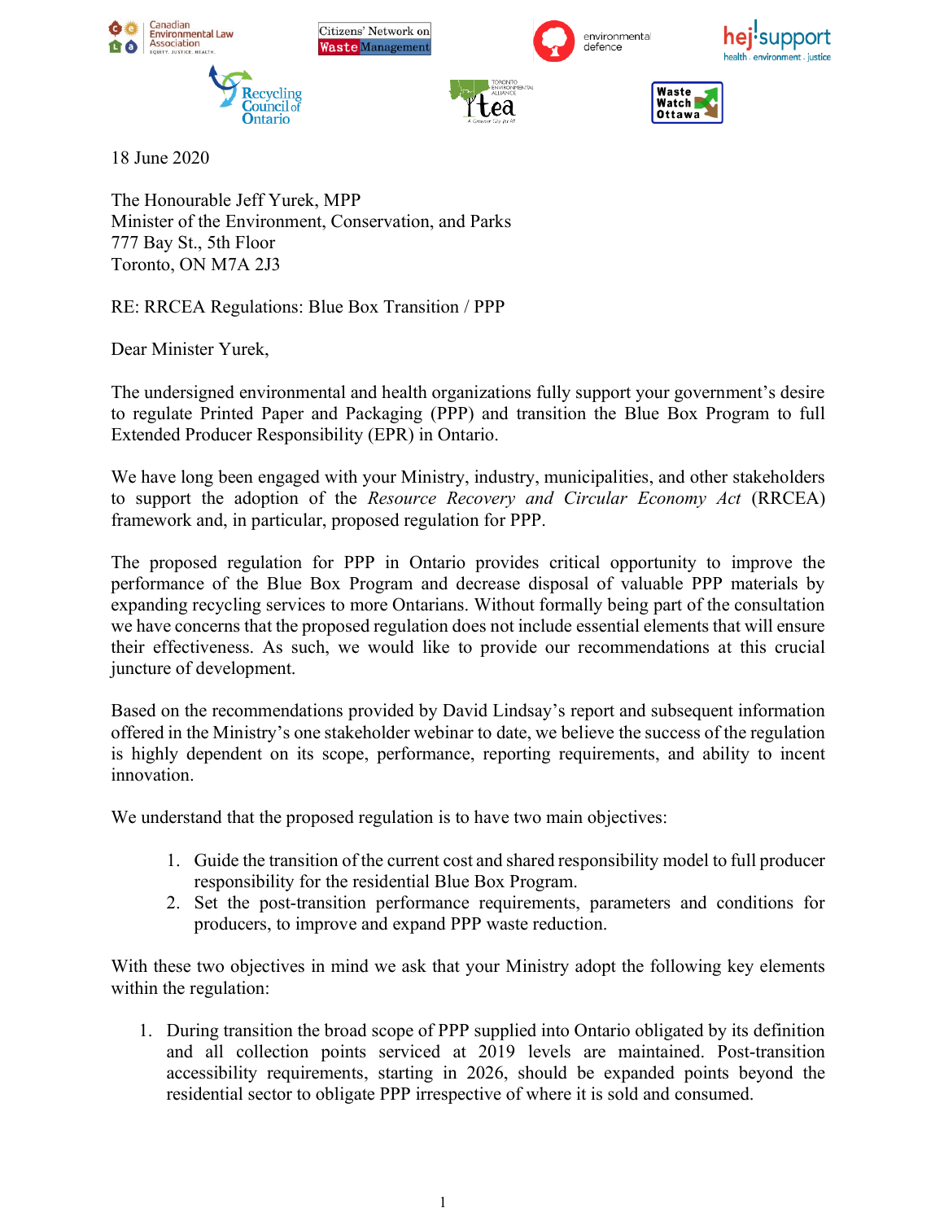18 June 2020

The Honourable Jeff Yurek, MPP
Minister of the Environment, Conservation, and Parks
777 Bay St., 5th Floor
Toronto, ON M7A 2J3

RE: RRCEA Regulations: Blue Box Transition / PPP

Dear Minister Yurek,

The undersigned environmental and health organizations fully support your government's desire to regulate Printed Paper and Packaging (PPP) and transition the Blue Box Program to full Extended Producer Responsibility (EPR) in Ontario.

We have long been engaged with your Ministry, industry, municipalities, and other stakeholders to support the adoption of the *Resource Recovery and Circular Economy Act* (RRCEA) framework and, in particular, proposed regulation for PPP.

The proposed regulation for PPP in Ontario provides critical opportunity to improve the performance of the Blue Box Program and decrease disposal of valuable PPP materials by expanding recycling services to more Ontarians. Without formally being part of the consultation we have concerns that the proposed regulation does not include essential elements that will ensure their effectiveness. As such, we would like to provide our recommendations at this crucial juncture of development.

Based on the recommendations provided by David Lindsay's report and subsequent information offered in the Ministry's one stakeholder webinar to date, we believe the success of the regulation is highly dependent on its scope, performance, reporting requirements, and ability to incent innovation.

We understand that the proposed regulation is to have two main objectives:

1. Guide the transition of the current cost and shared responsibility model to full producer responsibility for the residential Blue Box Program.
2. Set the post-transition performance requirements, parameters and conditions for producers, to improve and expand PPP waste reduction.

With these two objectives in mind we ask that your Ministry adopt the following key elements within the regulation:

1. During transition the broad scope of PPP supplied into Ontario obligated by its definition and all collection points serviced at 2019 levels are maintained. Post-transition accessibility requirements, starting in 2026, should be expanded points beyond the residential sector to obligate PPP irrespective of where it is sold and consumed.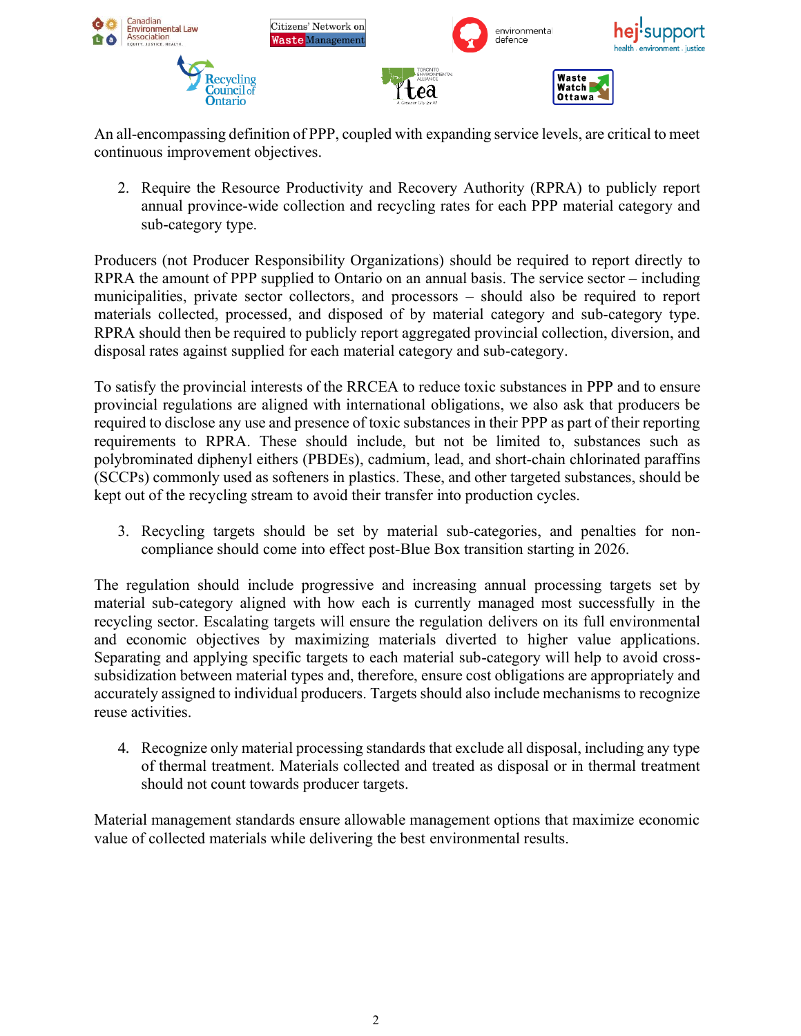An all-encompassing definition of PPP, coupled with expanding service levels, are critical to meet continuous improvement objectives.

2. Require the Resource Productivity and Recovery Authority (RPRA) to publicly report annual province-wide collection and recycling rates for each PPP material category and sub-category type.

Producers (not Producer Responsibility Organizations) should be required to report directly to RPRA the amount of PPP supplied to Ontario on an annual basis. The service sector – including municipalities, private sector collectors, and processors – should also be required to report materials collected, processed, and disposed of by material category and sub-category type. RPRA should then be required to publicly report aggregated provincial collection, diversion, and disposal rates against supplied for each material category and sub-category.

To satisfy the provincial interests of the RRCEA to reduce toxic substances in PPP and to ensure provincial regulations are aligned with international obligations, we also ask that producers be required to disclose any use and presence of toxic substances in their PPP as part of their reporting requirements to RPRA. These should include, but not be limited to, substances such as polybrominated diphenyl eithers (PBDEs), cadmium, lead, and short-chain chlorinated paraffins (SCCPs) commonly used as softeners in plastics. These, and other targeted substances, should be kept out of the recycling stream to avoid their transfer into production cycles.

3. Recycling targets should be set by material sub-categories, and penalties for non-compliance should come into effect post-Blue Box transition starting in 2026.

The regulation should include progressive and increasing annual processing targets set by material sub-category aligned with how each is currently managed most successfully in the recycling sector. Escalating targets will ensure the regulation delivers on its full environmental and economic objectives by maximizing materials diverted to higher value applications. Separating and applying specific targets to each material sub-category will help to avoid cross-subsidization between material types and, therefore, ensure cost obligations are appropriately and accurately assigned to individual producers. Targets should also include mechanisms to recognize reuse activities.

4. Recognize only material processing standards that exclude all disposal, including any type of thermal treatment. Materials collected and treated as disposal or in thermal treatment should not count towards producer targets.

Material management standards ensure allowable management options that maximize economic value of collected materials while delivering the best environmental results.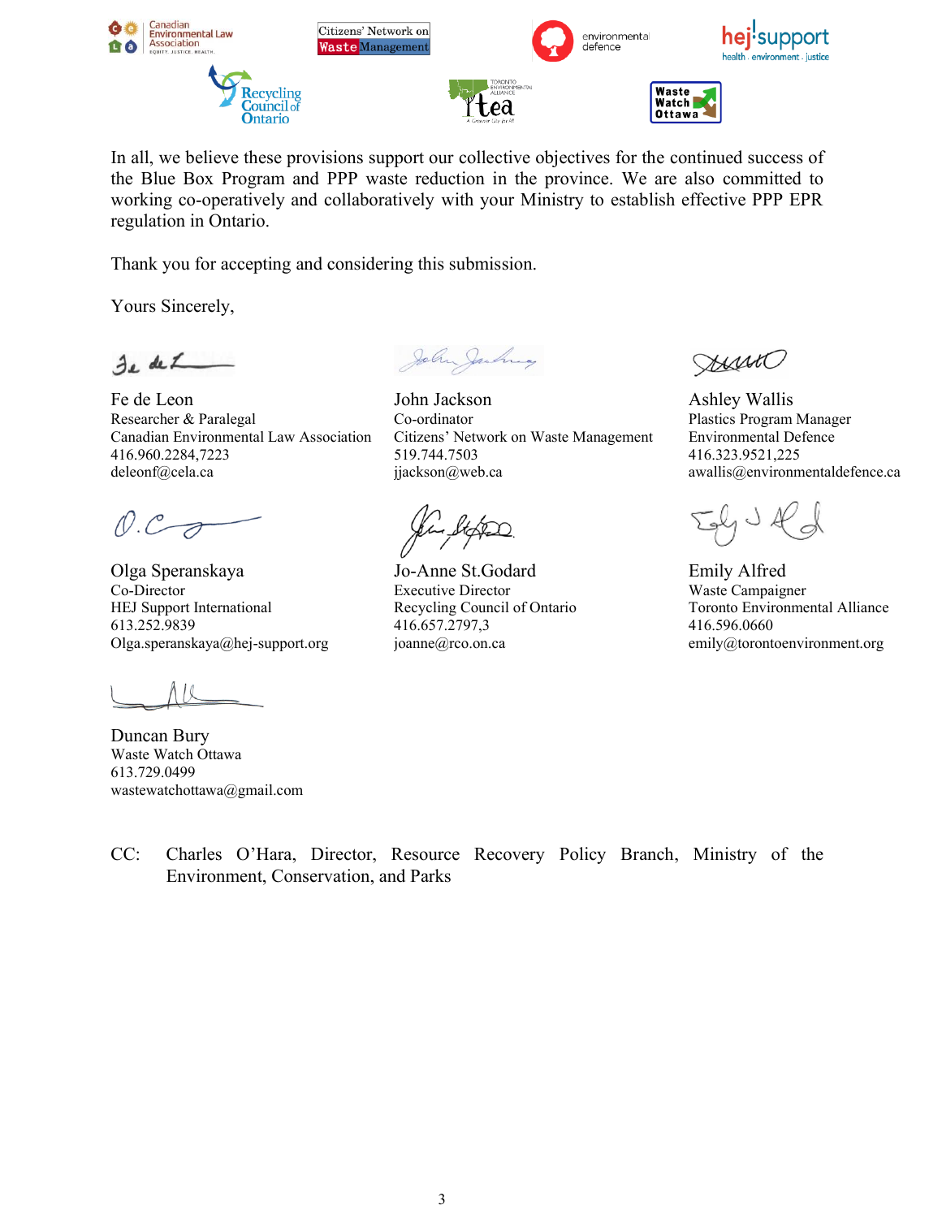In all, we believe these provisions support our collective objectives for the continued success of the Blue Box Program and PPP waste reduction in the province. We are also committed to working co-operatively and collaboratively with your Ministry to establish effective PPP EPR regulation in Ontario.

Thank you for accepting and considering this submission.

Yours Sincerely,

Fe de Leon
Researcher & Paralegal
Canadian Environmental Law Association
416.960.2284,7223
deleonf@cela.ca

John Jackson
Co-ordinator
Citizens' Network on Waste Management
519.744.7503
jjackson@web.ca

Ashley Wallis
Plastics Program Manager
Environmental Defence
416.323.9521,225
awallis@environmentaldefence.ca

Olga Speranskaya
Co-Director
HEJ Support International
613.252.9839
Olga.speranskaya@hej-support.org

Jo-Anne St.Godard
Executive Director
Recycling Council of Ontario
416.657.2797,3
joanne@rco.on.ca

Emily Alfred
Waste Campaigner
Toronto Environmental Alliance
416.596.0660
emily@torontoenvironment.org

Duncan Bury
Waste Watch Ottawa
613.729.0499
wastewatchottawa@gmail.com

CC: Charles O'Hara, Director, Resource Recovery Policy Branch, Ministry of the Environment, Conservation, and Parks